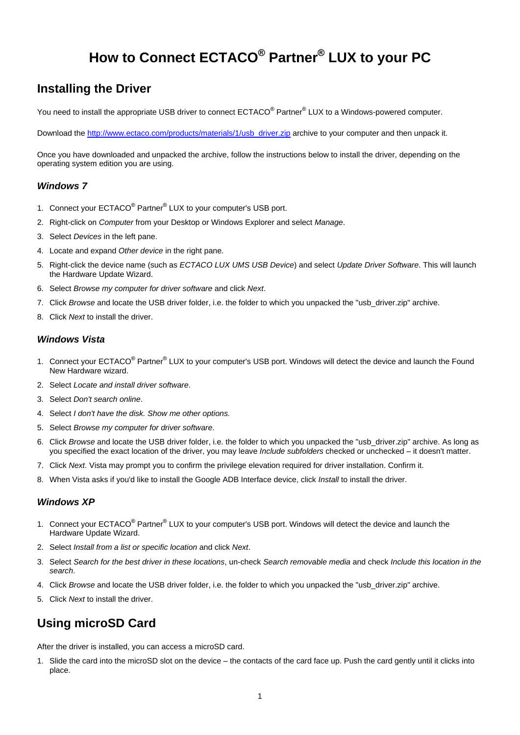# How to Connect ECTACO® Partner® LUX to your PC

## Installing the Driver

You need to install the appropriate USB driver to connect ECTACO® Partner® LUX to a Windows-powered computer.

Download the [http://www.ectaco.com/products/materials/1/usb_driver.zip](http://www.ectaco.com/products/materials/1/usb_driver.zip) archive to your computer and then unpack it.

Once you have downloaded and unpacked the archive, follow the instructions below to install the driver, depending on the operating system edition you are using.

### *Windows 7*

1. Connect your ECTACO® Partner® LUX to your computer's USB port.
2. Right-click on *Computer* from your Desktop or Windows Explorer and select *Manage*.
3. Select *Devices* in the left pane.
4. Locate and expand *Other device* in the right pane.
5. Right-click the device name (such as *ECTACO LUX UMS USB Device*) and select *Update Driver Software*. This will launch the Hardware Update Wizard.
6. Select *Browse my computer for driver software* and click *Next*.
7. Click *Browse* and locate the USB driver folder, i.e. the folder to which you unpacked the "usb_driver.zip" archive.
8. Click *Next* to install the driver.

### *Windows Vista*

1. Connect your ECTACO® Partner® LUX to your computer's USB port. Windows will detect the device and launch the Found New Hardware wizard.
2. Select *Locate and install driver software*.
3. Select *Don't search online*.
4. Select *I don't have the disk. Show me other options.*
5. Select *Browse my computer for driver software*.
6. Click *Browse* and locate the USB driver folder, i.e. the folder to which you unpacked the "usb_driver.zip" archive. As long as you specified the exact location of the driver, you may leave *Include subfolders* checked or unchecked – it doesn't matter.
7. Click *Next*. Vista may prompt you to confirm the privilege elevation required for driver installation. Confirm it.
8. When Vista asks if you'd like to install the Google ADB Interface device, click *Install* to install the driver.

### *Windows XP*

1. Connect your ECTACO® Partner® LUX to your computer's USB port. Windows will detect the device and launch the Hardware Update Wizard.
2. Select *Install from a list or specific location* and click *Next*.
3. Select *Search for the best driver in these locations*, un-check *Search removable media* and check *Include this location in the search*.
4. Click *Browse* and locate the USB driver folder, i.e. the folder to which you unpacked the "usb_driver.zip" archive.
5. Click *Next* to install the driver.

## Using microSD Card

After the driver is installed, you can access a microSD card.

1. Slide the card into the microSD slot on the device – the contacts of the card face up. Push the card gently until it clicks into place.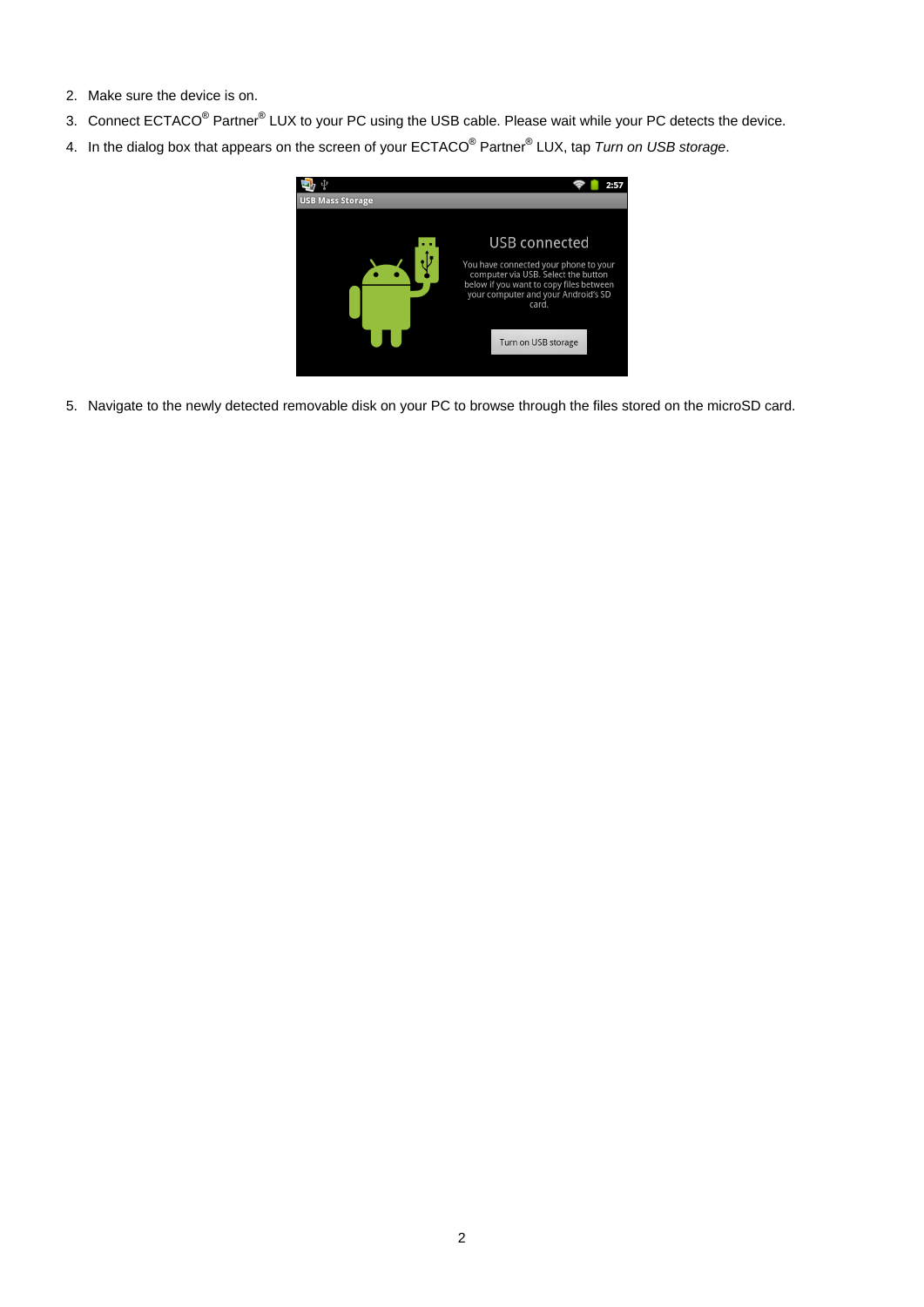2. Make sure the device is on.
3. Connect ECTACO® Partner® LUX to your PC using the USB cable. Please wait while your PC detects the device.
4. In the dialog box that appears on the screen of your ECTACO® Partner® LUX, tap *Turn on USB storage*.
5. Navigate to the newly detected removable disk on your PC to browse through the files stored on the microSD card.